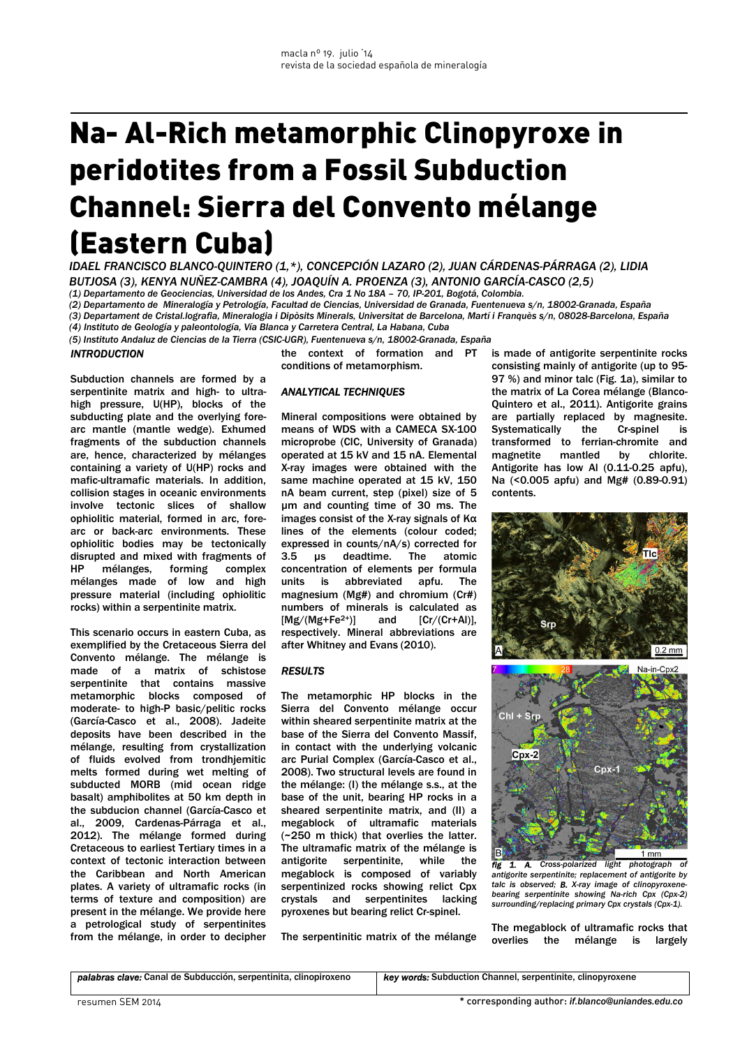# Na- Al-Rich metamorphic Clinopyroxe in peridotites from a Fossil Subduction Channel: Sierra del Convento mélange (Eastern Cuba)

*IDAEL FRANCISCO BLANCO-QUINTERO (1,\*), CONCEPCIÓN LAZARO (2), JUAN CÁRDENAS-PÁRRAGA (2), LIDIA BUTJOSA (3), KENYA NUÑEZ-CAMBRA (4), JOAQUÍN A. PROENZA (3), ANTONIO GARCÍA-CASCO (2,5)*

*(1) Departamento de Geociencias, Universidad de los Andes, Cra 1 No 18A – 70, IP-201, Bogotá, Colombia.*
*(2) Departamento de Mineralogía y Petrología, Facultad de Ciencias, Universidad de Granada, Fuentenueva s/n, 18002-Granada, España*
*(3) Departament de Cristal.lografia, Mineralogia i Dipòsits Minerals, Universitat de Barcelona, Martí i Franquès s/n, 08028-Barcelona, España*
*(4) Instituto de Geología y paleontología, Vía Blanca y Carretera Central, La Habana, Cuba*
*(5) Instituto Andaluz de Ciencias de la Tierra (CSIC-UGR), Fuentenueva s/n, 18002-Granada, España*

## INTRODUCTION

Subduction channels are formed by a serpentinite matrix and high- to ultra-high pressure, U(HP), blocks of the subducting plate and the overlying fore-arc mantle (mantle wedge). Exhumed fragments of the subduction channels are, hence, characterized by mélanges containing a variety of U(HP) rocks and mafic-ultramafic materials. In addition, collision stages in oceanic environments involve tectonic slices of shallow ophiolitic material, formed in arc, fore-arc or back-arc environments. These ophiolitic bodies may be tectonically disrupted and mixed with fragments of HP mélanges, forming complex mélanges made of low and high pressure material (including ophiolitic rocks) within a serpentinite matrix.

This scenario occurs in eastern Cuba, as exemplified by the Cretaceous Sierra del Convento mélange. The mélange is made of a matrix of schistose serpentinite that contains massive metamorphic blocks composed of moderate- to high-P basic/pelitic rocks (García-Casco et al., 2008). Jadeite deposits have been described in the mélange, resulting from crystallization of fluids evolved from trondhjemitic melts formed during wet melting of subducted MORB (mid ocean ridge basalt) amphibolites at 50 km depth in the subducion channel (García-Casco et al., 2009, Cardenas-Párraga et al., 2012). The mélange formed during Cretaceous to earliest Tertiary times in a context of tectonic interaction between the Caribbean and North American plates. A variety of ultramafic rocks (in terms of texture and composition) are present in the mélange. We provide here a petrological study of serpentinites from the mélange, in order to decipher the context of formation and PT conditions of metamorphism.

## ANALYTICAL TECHNIQUES

Mineral compositions were obtained by means of WDS with a CAMECA SX-100 microprobe (CIC, University of Granada) operated at 15 kV and 15 nA. Elemental X-ray images were obtained with the same machine operated at 15 kV, 150 nA beam current, step (pixel) size of 5 µm and counting time of 30 ms. The images consist of the X-ray signals of Kα lines of the elements (colour coded; expressed in counts/nA/s) corrected for 3.5 µs deadtime. The atomic concentration of elements per formula units is abbreviated apfu. The magnesium (Mg#) and chromium (Cr#) numbers of minerals is calculated as [$Mg/(Mg+Fe^{2+})$] and [$Cr/(Cr+Al)$], respectively. Mineral abbreviations are after Whitney and Evans (2010).

## RESULTS

The metamorphic HP blocks in the Sierra del Convento mélange occur within sheared serpentinite matrix at the base of the Sierra del Convento Massif, in contact with the underlying volcanic arc Purial Complex (García-Casco et al., 2008). Two structural levels are found in the mélange: (I) the mélange s.s., at the base of the unit, bearing HP rocks in a sheared serpentinite matrix, and (II) a megablock of ultramafic materials (~250 m thick) that overlies the latter. The ultramafic matrix of the mélange is antigorite serpentinite, while the megablock is composed of variably serpentinized rocks showing relict Cpx crystals and serpentinites lacking pyroxenes but bearing relict Cr-spinel.

The serpentinitic matrix of the mélange is made of antigorite serpentinite rocks consisting mainly of antigorite (up to 95-97 %) and minor talc (Fig. 1a), similar to the matrix of La Corea mélange (Blanco-Quintero et al., 2011). Antigorite grains are partially replaced by magnesite. Systematically the Cr-spinel is transformed to ferrian-chromite and magnetite mantled by chlorite. Antigorite has low Al (0.11-0.25 apfu), Na (<0.005 apfu) and Mg# (0.89-0.91) contents.

*fig 1. A. Cross-polarized light photograph of antigorite serpentinite; replacement of antigorite by talc is observed; B. X-ray image of clinopyroxene-bearing serpentinite showing Na-rich Cpx (Cpx-2) surrounding/replacing primary Cpx crystals (Cpx-1).*

The megablock of ultramafic rocks that overlies the mélange is largely

| *palabras clave:* Canal de Subducción, serpentinita, clinopiroxeno | *key words:* Subduction Channel, serpentinite, clinopyroxene |
|---|---|

\* corresponding author: *if.blanco@uniandes.edu.co*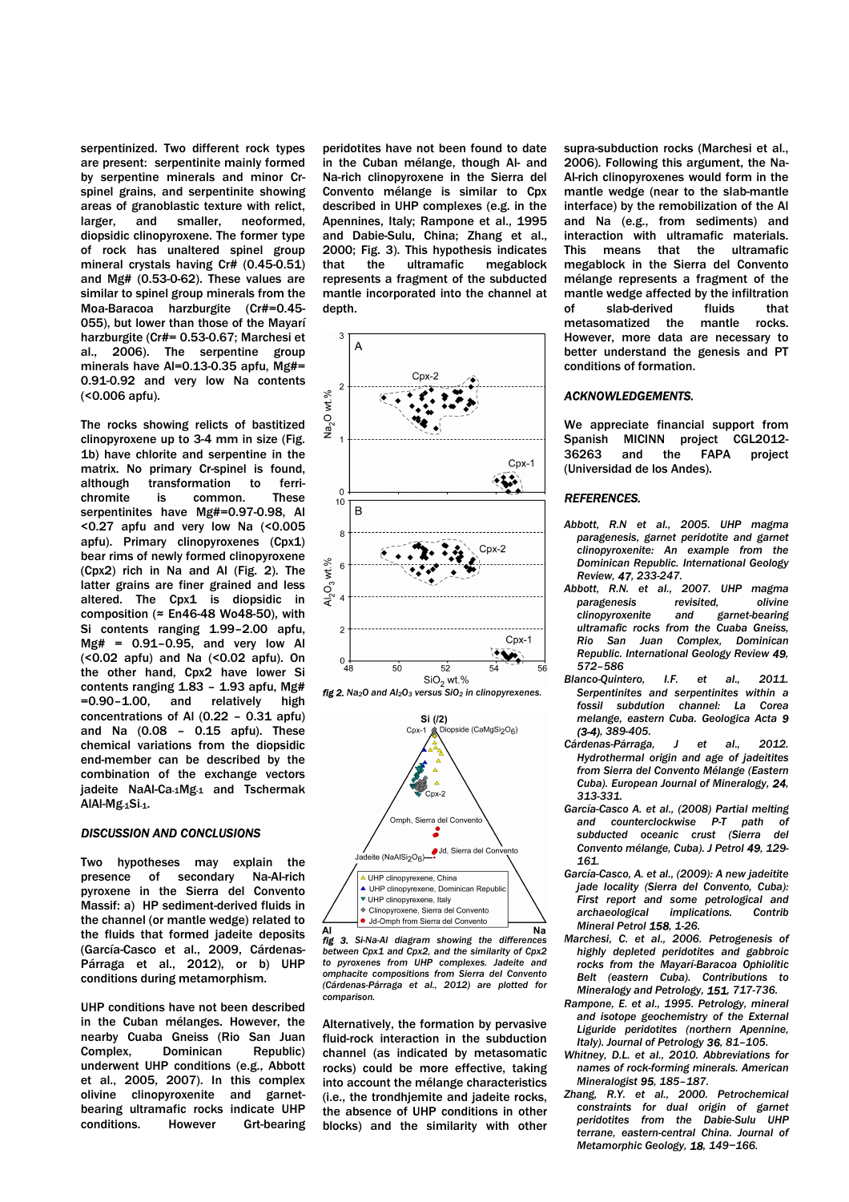serpentinized. Two different rock types are present: serpentinite mainly formed by serpentine minerals and minor Cr-spinel grains, and serpentinite showing areas of granoblastic texture with relict, larger, and smaller, neoformed, diopsidic clinopyroxene. The former type of rock has unaltered spinel group mineral crystals having Cr# (0.45-0.51) and Mg# (0.53-0-62). These values are similar to spinel group minerals from the Moa-Baracoa harzburgite (Cr#=0.45-055), but lower than those of the Mayarí harzburgite (Cr#= 0.53-0.67; Marchesi et al., 2006). The serpentine group minerals have Al=0.13-0.35 apfu, Mg#= 0.91-0.92 and very low Na contents (<0.006 apfu).

The rocks showing relicts of bastitized clinopyroxene up to 3-4 mm in size (Fig. 1b) have chlorite and serpentine in the matrix. No primary Cr-spinel is found, although transformation to ferri-chromite is common. These serpentinites have Mg#=0.97-0.98, Al <0.27 apfu and very low Na (<0.005 apfu). Primary clinopyroxenes (Cpx1) bear rims of newly formed clinopyroxene (Cpx2) rich in Na and Al (Fig. 2). The latter grains are finer grained and less altered. The Cpx1 is diopsidic in composition (≈ $En_{46-48}$ $Wo_{48-50}$), with Si contents ranging 1.99–2.00 apfu, Mg# = 0.91–0.95, and very low Al (<0.02 apfu) and Na (<0.02 apfu). On the other hand, Cpx2 have lower Si contents ranging 1.83 – 1.93 apfu, Mg# =0.91–1.00, and relatively high concentrations of Al (0.22 – 0.31 apfu) and Na (0.08 – 0.15 apfu). These chemical variations from the diopsidic end-member can be described by the combination of the exchange vectors jadeite $NaAl\text{-}Ca_{-1}Mg_{-1}$ and Tschermak $AlAl\text{-}Mg_{-1}Si_{-1}$.

### DISCUSSION AND CONCLUSIONS

Two hypotheses may explain the presence of secondary Na-Al-rich pyroxene in the Sierra del Convento Massif: a) HP sediment-derived fluids in the channel (or mantle wedge) related to the fluids that formed jadeite deposits (García-Casco et al., 2009, Cárdenas-Párraga et al., 2012), or b) UHP conditions during metamorphism.

UHP conditions have not been described in the Cuban mélanges. However, the nearby Cuaba Gneiss (Rio San Juan Complex, Dominican Republic) underwent UHP conditions (e.g., Abbott et al., 2005, 2007). In this complex olivine clinopyroxenite and garnet-bearing ultramafic rocks indicate UHP conditions. However Grt-bearing peridotites have not been found to date in the Cuban mélange, though Al- and Na-rich clinopyroxene in the Sierra del Convento mélange is similar to Cpx described in UHP complexes (e.g. in the Apennines, Italy; Rampone et al., 1995 and Dabie-Sulu, China; Zhang et al., 2000; Fig. 3). This hypothesis indicates that the ultramafic megablock represents a fragment of the subducted mantle incorporated into the channel at depth.

A
Cpx-2
Cpx-1
$Na_2O$ wt.%
3
2
1
0
B
Cpx-2
Cpx-1
$Al_2O_3$ wt.%
10
8
6
4
2
0
48
50
52
54
56
$SiO_2$ wt.%

*fig 2. $Na_2O$ and $Al_2O_3$ versus $SiO_2$ in clinopyrexenes.*

Si (/2)
Cpx-1
Diopside ($CaMgSi_2O_6$)
Cpx-2
Omph, Sierra del Convento
Jadeite ($NaAlSi_2O_6$)
Jd, Sierra del Convento
UHP clinopyrexene, China
UHP clinopyroxene, Dominican Republic
UHP clinopyroxene, Italy
Clinopyroxene, Sierra del Convento
Jd-Omph from Sierra del Convento
Al
Na

*Fig 3. Si-Na-Al diagram showing the differences between Cpx1 and Cpx2, and the similarity of Cpx2 to pyroxenes from UHP complexes. Jadeite and omphacite compositions from Sierra del Convento (Cárdenas-Párraga et al., 2012) are plotted for comparison.*

Alternatively, the formation by pervasive fluid-rock interaction in the subduction channel (as indicated by metasomatic rocks) could be more effective, taking into account the mélange characteristics (i.e., the trondhjemite and jadeite rocks, the absence of UHP conditions in other blocks) and the similarity with other supra-subduction rocks (Marchesi et al., 2006). Following this argument, the Na-Al-rich clinopyroxenes would form in the mantle wedge (near to the slab-mantle interface) by the remobilization of the Al and Na (e.g., from sediments) and interaction with ultramafic materials. This means that the ultramafic megablock in the Sierra del Convento mélange represents a fragment of the mantle wedge affected by the infiltration of slab-derived fluids that metasomatized the mantle rocks. However, more data are necessary to better understand the genesis and PT conditions of formation.

### *ACKNOWLEDGEMENTS.*

We appreciate financial support from Spanish MICINN project CGL2012-36263 and the FAPA project (Universidad de los Andes).

### *REFERENCES.*

*Abbott, R.N et al., 2005. UHP magma paragenesis, garnet peridotite and garnet clinopyroxenite: An example from the Dominican Republic. International Geology Review, **47**, 233-247.*

*Abbott, R.N. et al., 2007. UHP magma paragenesis revisited, olivine clinopyroxenite and garnet-bearing ultramafic rocks from the Cuaba Gneiss, Rio San Juan Complex, Dominican Republic. International Geology Review **49**, 572–586*

*Blanco-Quintero, I.F. et al., 2011. Serpentinites and serpentinites within a fossil subduction channel: La Corea melange, eastern Cuba. Geologica Acta **9 (3-4)**, 389-405.*

*Cárdenas-Párraga, J et al., 2012. Hydrothermal origin and age of jadeitites from Sierra del Convento Mélange (Eastern Cuba). European Journal of Mineralogy, **24**, 313-331.*

*García-Casco A. et al., (2008) Partial melting and counterclockwise P-T path of subducted oceanic crust (Sierra del Convento mélange, Cuba). J Petrol **49**, 129-161.*

*García-Casco, A. et al., (2009): A new jadeitite jade locality (Sierra del Convento, Cuba): First report and some petrological and archaeological implications. Contrib Mineral Petrol **158**, 1-26.*

*Marchesi, C. et al., 2006. Petrogenesis of highly depleted peridotites and gabbroic rocks from the Mayarí-Baracoa Ophiolitic Belt (eastern Cuba). Contributions to Mineralogy and Petrology, **151**, 717-736.*

*Rampone, E. et al., 1995. Petrology, mineral and isotope geochemistry of the External Liguride peridotites (northern Apennine, Italy). Journal of Petrology **36**, 81–105.*

*Whitney, D.L. et al., 2010. Abbreviations for names of rock-forming minerals. American Mineralogist **95**, 185–187.*

*Zhang, R.Y. et al., 2000. Petrochemical constraints for dual origin of garnet peridotites from the Dabie-Sulu UHP terrane, eastern-central China. Journal of Metamorphic Geology, **18**, 149–166.*